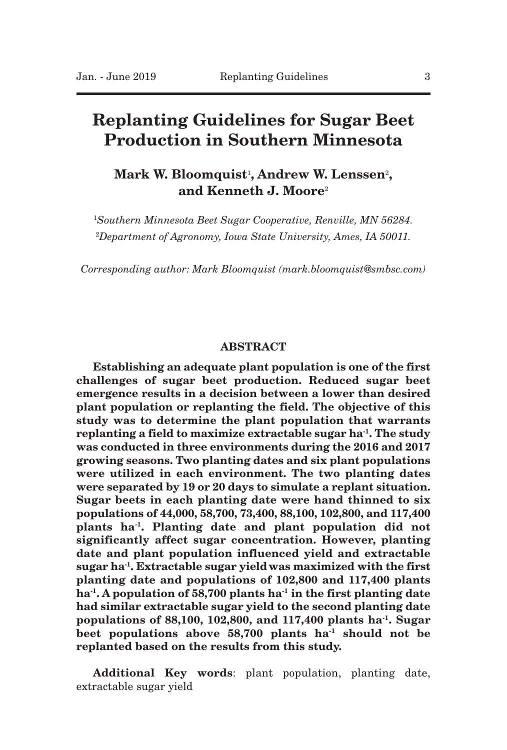# Replanting Guidelines for Sugar Beet Production in Southern Minnesota

**Mark W. Bloomquist[1], Andrew W. Lenssen[2], and Kenneth J. Moore[2]**

[1]*Southern Minnesota Beet Sugar Cooperative, Renville, MN 56284.*
[2]*Department of Agronomy, Iowa State University, Ames, IA 50011.*

*Corresponding author: Mark Bloomquist (mark.bloomquist@smbsc.com)*

## ABSTRACT

**Establishing an adequate plant population is one of the first challenges of sugar beet production. Reduced sugar beet emergence results in a decision between a lower than desired plant population or replanting the field. The objective of this study was to determine the plant population that warrants replanting a field to maximize extractable sugar $ha^{-1}$. The study was conducted in three environments during the 2016 and 2017 growing seasons. Two planting dates and six plant populations were utilized in each environment. The two planting dates were separated by 19 or 20 days to simulate a replant situation. Sugar beets in each planting date were hand thinned to six populations of 44,000, 58,700, 73,400, 88,100, 102,800, and 117,400 plants $ha^{-1}$. Planting date and plant population did not significantly affect sugar concentration. However, planting date and plant population influenced yield and extractable sugar $ha^{-1}$. Extractable sugar yield was maximized with the first planting date and populations of 102,800 and 117,400 plants $ha^{-1}$. A population of 58,700 plants $ha^{-1}$ in the first planting date had similar extractable sugar yield to the second planting date populations of 88,100, 102,800, and 117,400 plants $ha^{-1}$. Sugar beet populations above 58,700 plants $ha^{-1}$ should not be replanted based on the results from this study.**

**Additional Key words**: plant population, planting date, extractable sugar yield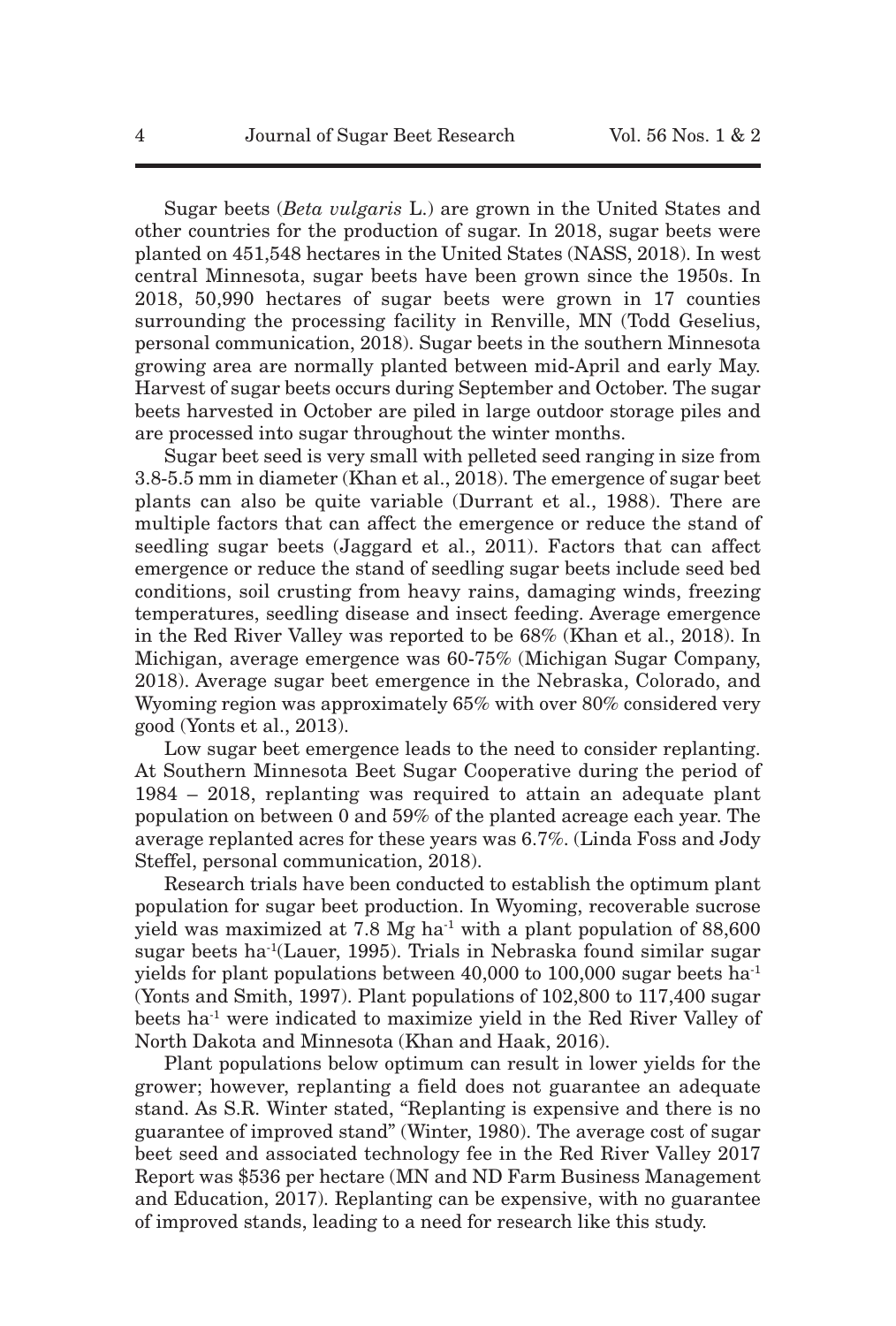Sugar beets (*Beta vulgaris* L.) are grown in the United States and other countries for the production of sugar. In 2018, sugar beets were planted on 451,548 hectares in the United States (NASS, 2018). In west central Minnesota, sugar beets have been grown since the 1950s. In 2018, 50,990 hectares of sugar beets were grown in 17 counties surrounding the processing facility in Renville, MN (Todd Geselius, personal communication, 2018). Sugar beets in the southern Minnesota growing area are normally planted between mid-April and early May. Harvest of sugar beets occurs during September and October. The sugar beets harvested in October are piled in large outdoor storage piles and are processed into sugar throughout the winter months.

Sugar beet seed is very small with pelleted seed ranging in size from 3.8-5.5 mm in diameter (Khan et al., 2018). The emergence of sugar beet plants can also be quite variable (Durrant et al., 1988). There are multiple factors that can affect the emergence or reduce the stand of seedling sugar beets (Jaggard et al., 2011). Factors that can affect emergence or reduce the stand of seedling sugar beets include seed bed conditions, soil crusting from heavy rains, damaging winds, freezing temperatures, seedling disease and insect feeding. Average emergence in the Red River Valley was reported to be 68% (Khan et al., 2018). In Michigan, average emergence was 60-75% (Michigan Sugar Company, 2018). Average sugar beet emergence in the Nebraska, Colorado, and Wyoming region was approximately 65% with over 80% considered very good (Yonts et al., 2013).

Low sugar beet emergence leads to the need to consider replanting. At Southern Minnesota Beet Sugar Cooperative during the period of 1984 – 2018, replanting was required to attain an adequate plant population on between 0 and 59% of the planted acreage each year. The average replanted acres for these years was 6.7%. (Linda Foss and Jody Steffel, personal communication, 2018).

Research trials have been conducted to establish the optimum plant population for sugar beet production. In Wyoming, recoverable sucrose yield was maximized at 7.8 Mg ha$^{-1}$ with a plant population of 88,600 sugar beets ha$^{-1}$(Lauer, 1995). Trials in Nebraska found similar sugar yields for plant populations between 40,000 to 100,000 sugar beets ha$^{-1}$ (Yonts and Smith, 1997). Plant populations of 102,800 to 117,400 sugar beets ha$^{-1}$ were indicated to maximize yield in the Red River Valley of North Dakota and Minnesota (Khan and Haak, 2016).

Plant populations below optimum can result in lower yields for the grower; however, replanting a field does not guarantee an adequate stand. As S.R. Winter stated, "Replanting is expensive and there is no guarantee of improved stand" (Winter, 1980). The average cost of sugar beet seed and associated technology fee in the Red River Valley 2017 Report was $536 per hectare (MN and ND Farm Business Management and Education, 2017). Replanting can be expensive, with no guarantee of improved stands, leading to a need for research like this study.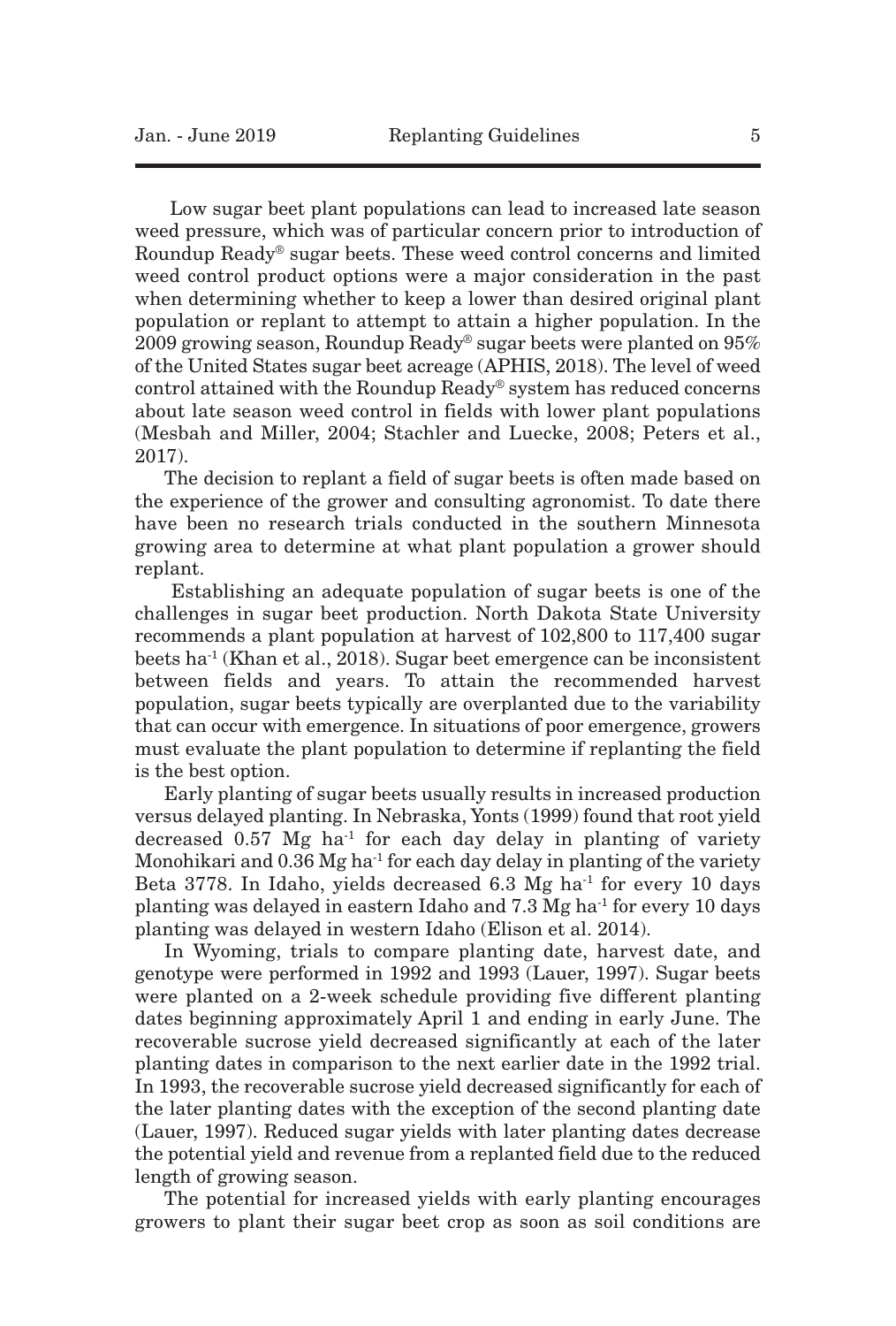Low sugar beet plant populations can lead to increased late season weed pressure, which was of particular concern prior to introduction of Roundup Ready® sugar beets. These weed control concerns and limited weed control product options were a major consideration in the past when determining whether to keep a lower than desired original plant population or replant to attempt to attain a higher population. In the 2009 growing season, Roundup Ready® sugar beets were planted on 95% of the United States sugar beet acreage (APHIS, 2018). The level of weed control attained with the Roundup Ready® system has reduced concerns about late season weed control in fields with lower plant populations (Mesbah and Miller, 2004; Stachler and Luecke, 2008; Peters et al., 2017).

The decision to replant a field of sugar beets is often made based on the experience of the grower and consulting agronomist. To date there have been no research trials conducted in the southern Minnesota growing area to determine at what plant population a grower should replant.

Establishing an adequate population of sugar beets is one of the challenges in sugar beet production. North Dakota State University recommends a plant population at harvest of 102,800 to 117,400 sugar beets $ha^{-1}$ (Khan et al., 2018). Sugar beet emergence can be inconsistent between fields and years. To attain the recommended harvest population, sugar beets typically are overplanted due to the variability that can occur with emergence. In situations of poor emergence, growers must evaluate the plant population to determine if replanting the field is the best option.

Early planting of sugar beets usually results in increased production versus delayed planting. In Nebraska, Yonts (1999) found that root yield decreased 0.57 Mg $ha^{-1}$ for each day delay in planting of variety Monohikari and 0.36 Mg $ha^{-1}$ for each day delay in planting of the variety Beta 3778. In Idaho, yields decreased 6.3 Mg $ha^{-1}$ for every 10 days planting was delayed in eastern Idaho and 7.3 Mg $ha^{-1}$ for every 10 days planting was delayed in western Idaho (Elison et al. 2014).

In Wyoming, trials to compare planting date, harvest date, and genotype were performed in 1992 and 1993 (Lauer, 1997). Sugar beets were planted on a 2-week schedule providing five different planting dates beginning approximately April 1 and ending in early June. The recoverable sucrose yield decreased significantly at each of the later planting dates in comparison to the next earlier date in the 1992 trial. In 1993, the recoverable sucrose yield decreased significantly for each of the later planting dates with the exception of the second planting date (Lauer, 1997). Reduced sugar yields with later planting dates decrease the potential yield and revenue from a replanted field due to the reduced length of growing season.

The potential for increased yields with early planting encourages growers to plant their sugar beet crop as soon as soil conditions are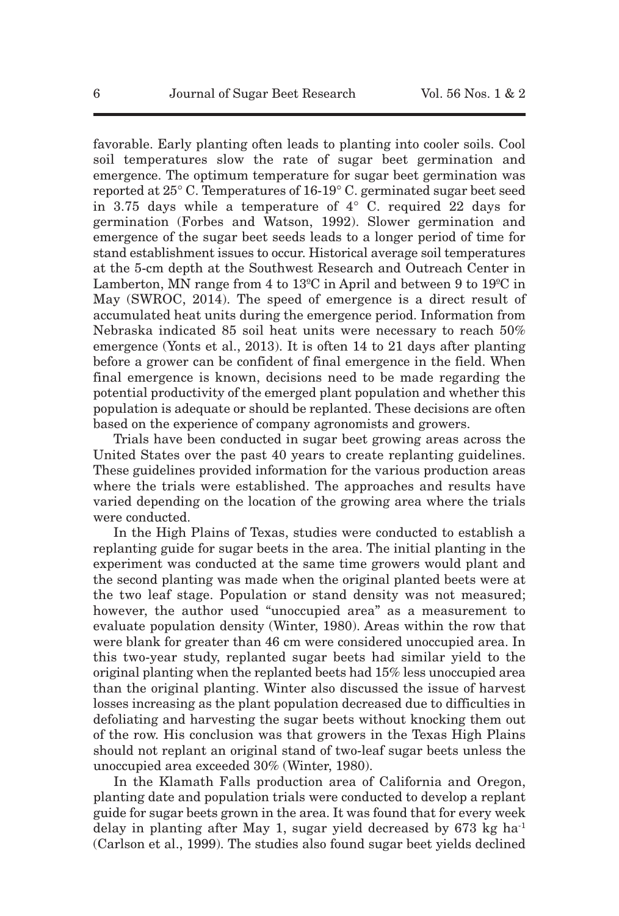favorable. Early planting often leads to planting into cooler soils. Cool soil temperatures slow the rate of sugar beet germination and emergence. The optimum temperature for sugar beet germination was reported at 25° C. Temperatures of 16-19° C. germinated sugar beet seed in 3.75 days while a temperature of 4° C. required 22 days for germination (Forbes and Watson, 1992). Slower germination and emergence of the sugar beet seeds leads to a longer period of time for stand establishment issues to occur. Historical average soil temperatures at the 5-cm depth at the Southwest Research and Outreach Center in Lamberton, MN range from 4 to 13ºC in April and between 9 to 19ºC in May (SWROC, 2014). The speed of emergence is a direct result of accumulated heat units during the emergence period. Information from Nebraska indicated 85 soil heat units were necessary to reach 50% emergence (Yonts et al., 2013). It is often 14 to 21 days after planting before a grower can be confident of final emergence in the field. When final emergence is known, decisions need to be made regarding the potential productivity of the emerged plant population and whether this population is adequate or should be replanted. These decisions are often based on the experience of company agronomists and growers.

Trials have been conducted in sugar beet growing areas across the United States over the past 40 years to create replanting guidelines. These guidelines provided information for the various production areas where the trials were established. The approaches and results have varied depending on the location of the growing area where the trials were conducted.

In the High Plains of Texas, studies were conducted to establish a replanting guide for sugar beets in the area. The initial planting in the experiment was conducted at the same time growers would plant and the second planting was made when the original planted beets were at the two leaf stage. Population or stand density was not measured; however, the author used "unoccupied area" as a measurement to evaluate population density (Winter, 1980). Areas within the row that were blank for greater than 46 cm were considered unoccupied area. In this two-year study, replanted sugar beets had similar yield to the original planting when the replanted beets had 15% less unoccupied area than the original planting. Winter also discussed the issue of harvest losses increasing as the plant population decreased due to difficulties in defoliating and harvesting the sugar beets without knocking them out of the row. His conclusion was that growers in the Texas High Plains should not replant an original stand of two-leaf sugar beets unless the unoccupied area exceeded 30% (Winter, 1980).

In the Klamath Falls production area of California and Oregon, planting date and population trials were conducted to develop a replant guide for sugar beets grown in the area. It was found that for every week delay in planting after May 1, sugar yield decreased by 673 kg ha$^{-1}$ (Carlson et al., 1999). The studies also found sugar beet yields declined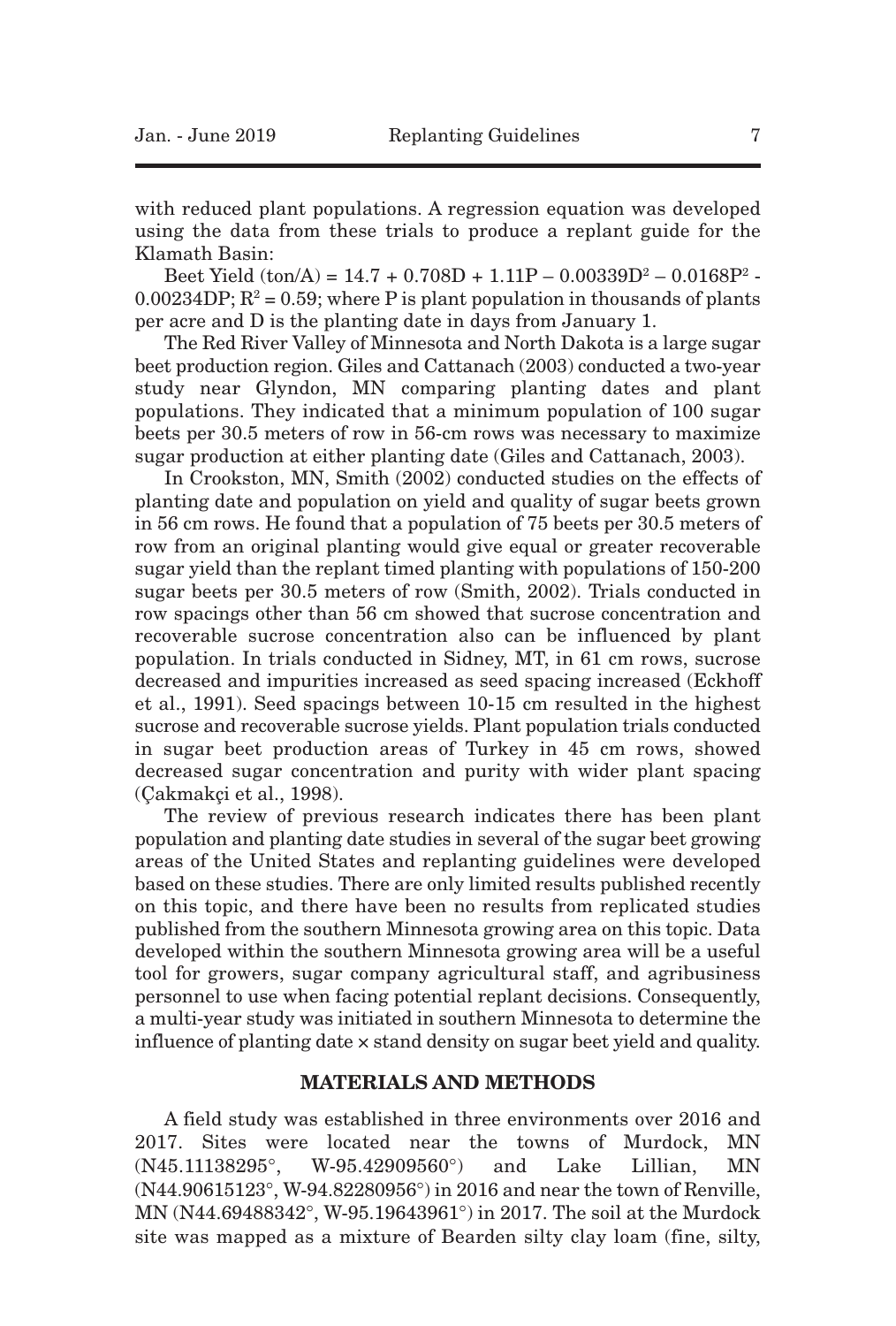with reduced plant populations. A regression equation was developed using the data from these trials to produce a replant guide for the Klamath Basin:

Beet Yield (ton/A) = $14.7 + 0.708D + 1.11P – 0.00339D^2 – 0.0168P^2 - 0.00234DP$; $R^2 = 0.59$; where P is plant population in thousands of plants per acre and D is the planting date in days from January 1.

The Red River Valley of Minnesota and North Dakota is a large sugar beet production region. Giles and Cattanach (2003) conducted a two-year study near Glyndon, MN comparing planting dates and plant populations. They indicated that a minimum population of 100 sugar beets per 30.5 meters of row in 56-cm rows was necessary to maximize sugar production at either planting date (Giles and Cattanach, 2003).

In Crookston, MN, Smith (2002) conducted studies on the effects of planting date and population on yield and quality of sugar beets grown in 56 cm rows. He found that a population of 75 beets per 30.5 meters of row from an original planting would give equal or greater recoverable sugar yield than the replant timed planting with populations of 150-200 sugar beets per 30.5 meters of row (Smith, 2002). Trials conducted in row spacings other than 56 cm showed that sucrose concentration and recoverable sucrose concentration also can be influenced by plant population. In trials conducted in Sidney, MT, in 61 cm rows, sucrose decreased and impurities increased as seed spacing increased (Eckhoff et al., 1991). Seed spacings between 10-15 cm resulted in the highest sucrose and recoverable sucrose yields. Plant population trials conducted in sugar beet production areas of Turkey in 45 cm rows, showed decreased sugar concentration and purity with wider plant spacing (Çakmakçi et al., 1998).

The review of previous research indicates there has been plant population and planting date studies in several of the sugar beet growing areas of the United States and replanting guidelines were developed based on these studies. There are only limited results published recently on this topic, and there have been no results from replicated studies published from the southern Minnesota growing area on this topic. Data developed within the southern Minnesota growing area will be a useful tool for growers, sugar company agricultural staff, and agribusiness personnel to use when facing potential replant decisions. Consequently, a multi-year study was initiated in southern Minnesota to determine the influence of planting date × stand density on sugar beet yield and quality.

## MATERIALS AND METHODS

A field study was established in three environments over 2016 and 2017. Sites were located near the towns of Murdock, MN (N45.11138295°, W-95.42909560°) and Lake Lillian, MN (N44.90615123°, W-94.82280956°) in 2016 and near the town of Renville, MN (N44.69488342°, W-95.19643961°) in 2017. The soil at the Murdock site was mapped as a mixture of Bearden silty clay loam (fine, silty,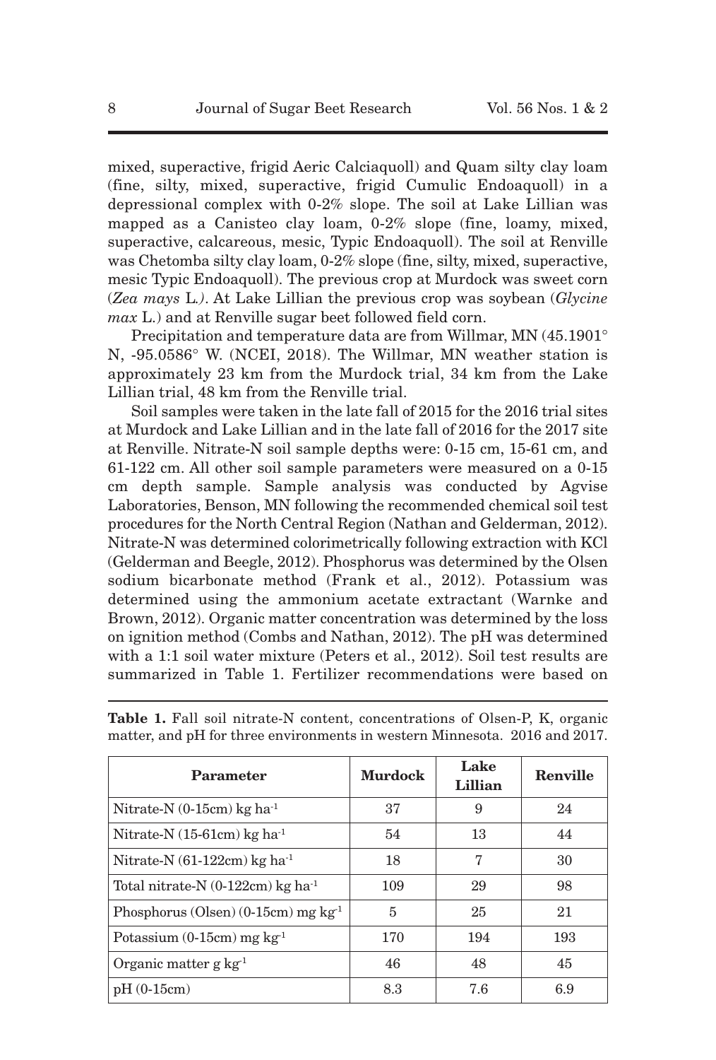mixed, superactive, frigid Aeric Calciaquoll) and Quam silty clay loam (fine, silty, mixed, superactive, frigid Cumulic Endoaquoll) in a depressional complex with 0-2% slope. The soil at Lake Lillian was mapped as a Canisteo clay loam, 0-2% slope (fine, loamy, mixed, superactive, calcareous, mesic, Typic Endoaquoll). The soil at Renville was Chetomba silty clay loam, 0-2% slope (fine, silty, mixed, superactive, mesic Typic Endoaquoll). The previous crop at Murdock was sweet corn (*Zea mays* L.). At Lake Lillian the previous crop was soybean (*Glycine max* L.) and at Renville sugar beet followed field corn.

Precipitation and temperature data are from Willmar, MN (45.1901° N, -95.0586° W. (NCEI, 2018). The Willmar, MN weather station is approximately 23 km from the Murdock trial, 34 km from the Lake Lillian trial, 48 km from the Renville trial.

Soil samples were taken in the late fall of 2015 for the 2016 trial sites at Murdock and Lake Lillian and in the late fall of 2016 for the 2017 site at Renville. Nitrate-N soil sample depths were: 0-15 cm, 15-61 cm, and 61-122 cm. All other soil sample parameters were measured on a 0-15 cm depth sample. Sample analysis was conducted by Agvise Laboratories, Benson, MN following the recommended chemical soil test procedures for the North Central Region (Nathan and Gelderman, 2012). Nitrate-N was determined colorimetrically following extraction with KCl (Gelderman and Beegle, 2012). Phosphorus was determined by the Olsen sodium bicarbonate method (Frank et al., 2012). Potassium was determined using the ammonium acetate extractant (Warnke and Brown, 2012). Organic matter concentration was determined by the loss on ignition method (Combs and Nathan, 2012). The pH was determined with a 1:1 soil water mixture (Peters et al., 2012). Soil test results are summarized in Table 1. Fertilizer recommendations were based on

**Table 1.** Fall soil nitrate-N content, concentrations of Olsen-P, K, organic matter, and pH for three environments in western Minnesota. 2016 and 2017.

| Parameter | Murdock | Lake Lillian | Renville |
|---|---|---|---|
| Nitrate-N (0-15cm) kg $ha^{-1}$ | 37 | 9 | 24 |
| Nitrate-N (15-61cm) kg $ha^{-1}$ | 54 | 13 | 44 |
| Nitrate-N (61-122cm) kg $ha^{-1}$ | 18 | 7 | 30 |
| Total nitrate-N (0-122cm) kg $ha^{-1}$ | 109 | 29 | 98 |
| Phosphorus (Olsen) (0-15cm) mg $kg^{-1}$ | 5 | 25 | 21 |
| Potassium (0-15cm) mg $kg^{-1}$ | 170 | 194 | 193 |
| Organic matter g $kg^{-1}$ | 46 | 48 | 45 |
| pH (0-15cm) | 8.3 | 7.6 | 6.9 |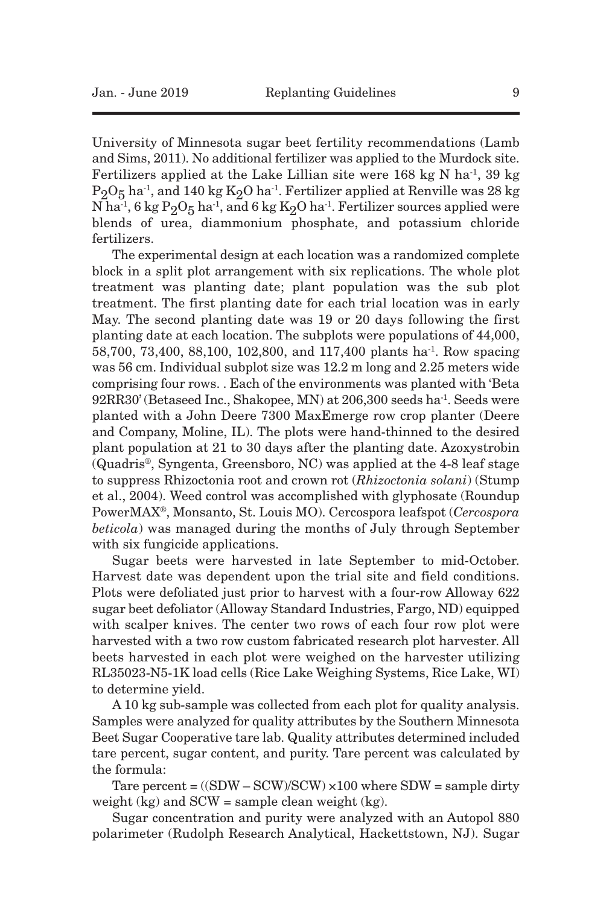University of Minnesota sugar beet fertility recommendations (Lamb and Sims, 2011). No additional fertilizer was applied to the Murdock site. Fertilizers applied at the Lake Lillian site were 168 kg N $ha^{-1}$, 39 kg $P_2O_5$ $ha^{-1}$, and 140 kg $K_2O$ $ha^{-1}$. Fertilizer applied at Renville was 28 kg N $ha^{-1}$, 6 kg $P_2O_5$ $ha^{-1}$, and 6 kg $K_2O$ $ha^{-1}$. Fertilizer sources applied were blends of urea, diammonium phosphate, and potassium chloride fertilizers.

The experimental design at each location was a randomized complete block in a split plot arrangement with six replications. The whole plot treatment was planting date; plant population was the sub plot treatment. The first planting date for each trial location was in early May. The second planting date was 19 or 20 days following the first planting date at each location. The subplots were populations of 44,000, 58,700, 73,400, 88,100, 102,800, and 117,400 plants $ha^{-1}$. Row spacing was 56 cm. Individual subplot size was 12.2 m long and 2.25 meters wide comprising four rows. . Each of the environments was planted with 'Beta 92RR30' (Betaseed Inc., Shakopee, MN) at 206,300 seeds $ha^{-1}$. Seeds were planted with a John Deere 7300 MaxEmerge row crop planter (Deere and Company, Moline, IL). The plots were hand-thinned to the desired plant population at 21 to 30 days after the planting date. Azoxystrobin (Quadris®, Syngenta, Greensboro, NC) was applied at the 4-8 leaf stage to suppress Rhizoctonia root and crown rot (*Rhizoctonia solani*) (Stump et al., 2004). Weed control was accomplished with glyphosate (Roundup PowerMAX®, Monsanto, St. Louis MO). Cercospora leafspot (*Cercospora beticola*) was managed during the months of July through September with six fungicide applications.

Sugar beets were harvested in late September to mid-October. Harvest date was dependent upon the trial site and field conditions. Plots were defoliated just prior to harvest with a four-row Alloway 622 sugar beet defoliator (Alloway Standard Industries, Fargo, ND) equipped with scalper knives. The center two rows of each four row plot were harvested with a two row custom fabricated research plot harvester. All beets harvested in each plot were weighed on the harvester utilizing RL35023-N5-1K load cells (Rice Lake Weighing Systems, Rice Lake, WI) to determine yield.

A 10 kg sub-sample was collected from each plot for quality analysis. Samples were analyzed for quality attributes by the Southern Minnesota Beet Sugar Cooperative tare lab. Quality attributes determined included tare percent, sugar content, and purity. Tare percent was calculated by the formula:

Tare percent = $((SDW - SCW)/SCW) \times 100$ where SDW = sample dirty weight (kg) and SCW = sample clean weight (kg).

Sugar concentration and purity were analyzed with an Autopol 880 polarimeter (Rudolph Research Analytical, Hackettstown, NJ). Sugar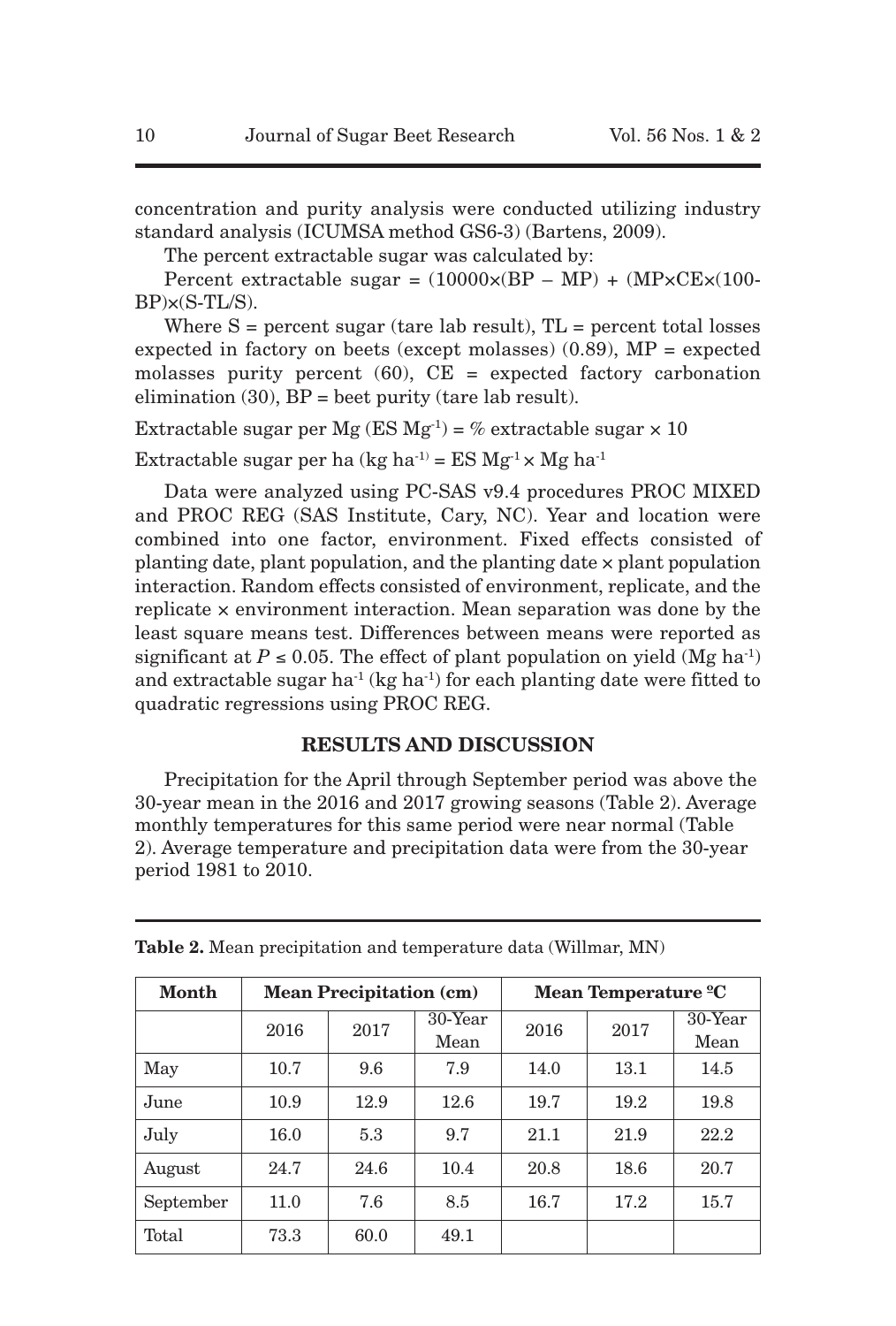concentration and purity analysis were conducted utilizing industry standard analysis (ICUMSA method GS6-3) (Bartens, 2009).

The percent extractable sugar was calculated by:

Percent extractable sugar = (10000×(BP – MP) + (MP×CE×(100-BP)×(S-TL/S).

Where S = percent sugar (tare lab result), TL = percent total losses expected in factory on beets (except molasses) (0.89), MP = expected molasses purity percent (60), CE = expected factory carbonation elimination (30), BP = beet purity (tare lab result).

Extractable sugar per Mg (ES $Mg^{-1}$) = % extractable sugar × 10

Extractable sugar per ha (kg $ha^{-1}$) = ES $Mg^{-1}$ × Mg $ha^{-1}$

Data were analyzed using PC-SAS v9.4 procedures PROC MIXED and PROC REG (SAS Institute, Cary, NC). Year and location were combined into one factor, environment. Fixed effects consisted of planting date, plant population, and the planting date × plant population interaction. Random effects consisted of environment, replicate, and the replicate × environment interaction. Mean separation was done by the least square means test. Differences between means were reported as significant at $P \leq 0.05$. The effect of plant population on yield (Mg $ha^{-1}$) and extractable sugar $ha^{-1}$ (kg $ha^{-1}$) for each planting date were fitted to quadratic regressions using PROC REG.

## RESULTS AND DISCUSSION

Precipitation for the April through September period was above the 30-year mean in the 2016 and 2017 growing seasons (Table 2). Average monthly temperatures for this same period were near normal (Table 2). Average temperature and precipitation data were from the 30-year period 1981 to 2010.

**Table 2.** Mean precipitation and temperature data (Willmar, MN)

| Month | Mean Precipitation (cm) | | | Mean Temperature ºC | | |
|---|---|---|---|---|---|---|
| | 2016 | 2017 | 30-Year Mean | 2016 | 2017 | 30-Year Mean |
| May | 10.7 | 9.6 | 7.9 | 14.0 | 13.1 | 14.5 |
| June | 10.9 | 12.9 | 12.6 | 19.7 | 19.2 | 19.8 |
| July | 16.0 | 5.3 | 9.7 | 21.1 | 21.9 | 22.2 |
| August | 24.7 | 24.6 | 10.4 | 20.8 | 18.6 | 20.7 |
| September | 11.0 | 7.6 | 8.5 | 16.7 | 17.2 | 15.7 |
| Total | 73.3 | 60.0 | 49.1 | | | |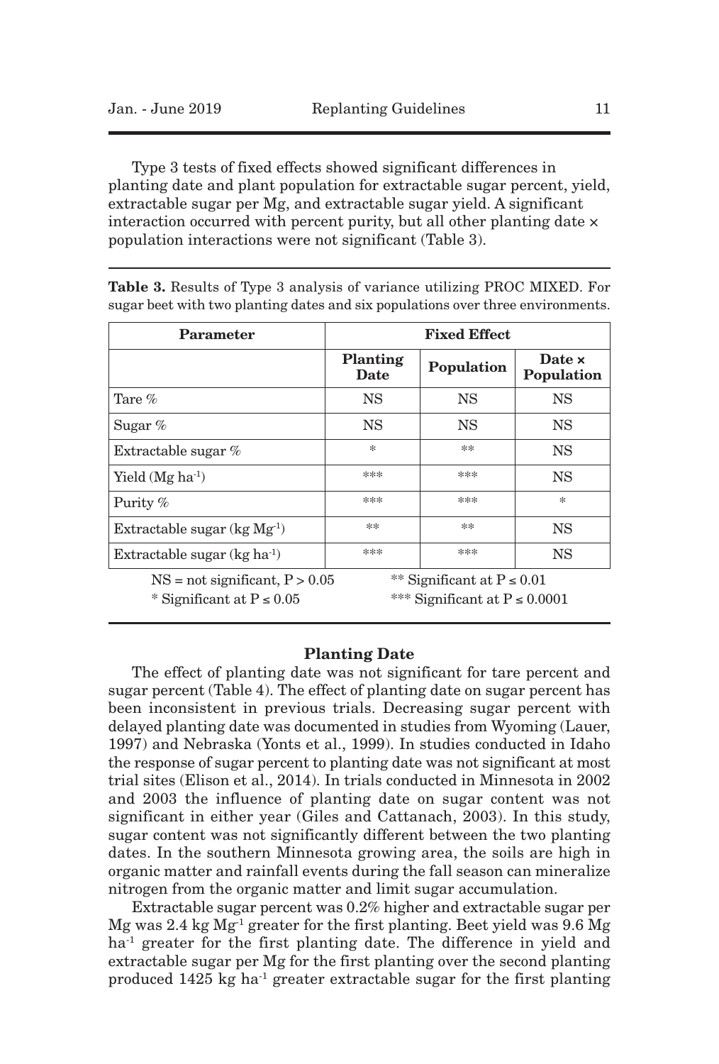Type 3 tests of fixed effects showed significant differences in planting date and plant population for extractable sugar percent, yield, extractable sugar per Mg, and extractable sugar yield. A significant interaction occurred with percent purity, but all other planting date × population interactions were not significant (Table 3).

**Table 3.** Results of Type 3 analysis of variance utilizing PROC MIXED. For sugar beet with two planting dates and six populations over three environments.

| Parameter | Fixed Effect | | |
|---|---|---|---|
| | Planting Date | Population | Date × Population |
| Tare % | NS | NS | NS |
| Sugar % | NS | NS | NS |
| Extractable sugar % | * | ** | NS |
| Yield (Mg ha$^{-1}$) | *** | *** | NS |
| Purity % | *** | *** | * |
| Extractable sugar (kg Mg$^{-1}$) | ** | ** | NS |
| Extractable sugar (kg ha$^{-1}$) | *** | *** | NS |

NS = not significant, $P > 0.05$
* Significant at $P \leq 0.05$
** Significant at $P \leq 0.01$
*** Significant at $P \leq 0.0001$

### Planting Date

The effect of planting date was not significant for tare percent and sugar percent (Table 4). The effect of planting date on sugar percent has been inconsistent in previous trials. Decreasing sugar percent with delayed planting date was documented in studies from Wyoming (Lauer, 1997) and Nebraska (Yonts et al., 1999). In studies conducted in Idaho the response of sugar percent to planting date was not significant at most trial sites (Elison et al., 2014). In trials conducted in Minnesota in 2002 and 2003 the influence of planting date on sugar content was not significant in either year (Giles and Cattanach, 2003). In this study, sugar content was not significantly different between the two planting dates. In the southern Minnesota growing area, the soils are high in organic matter and rainfall events during the fall season can mineralize nitrogen from the organic matter and limit sugar accumulation.

Extractable sugar percent was 0.2% higher and extractable sugar per Mg was 2.4 kg Mg$^{-1}$ greater for the first planting. Beet yield was 9.6 Mg ha$^{-1}$ greater for the first planting date. The difference in yield and extractable sugar per Mg for the first planting over the second planting produced 1425 kg ha$^{-1}$ greater extractable sugar for the first planting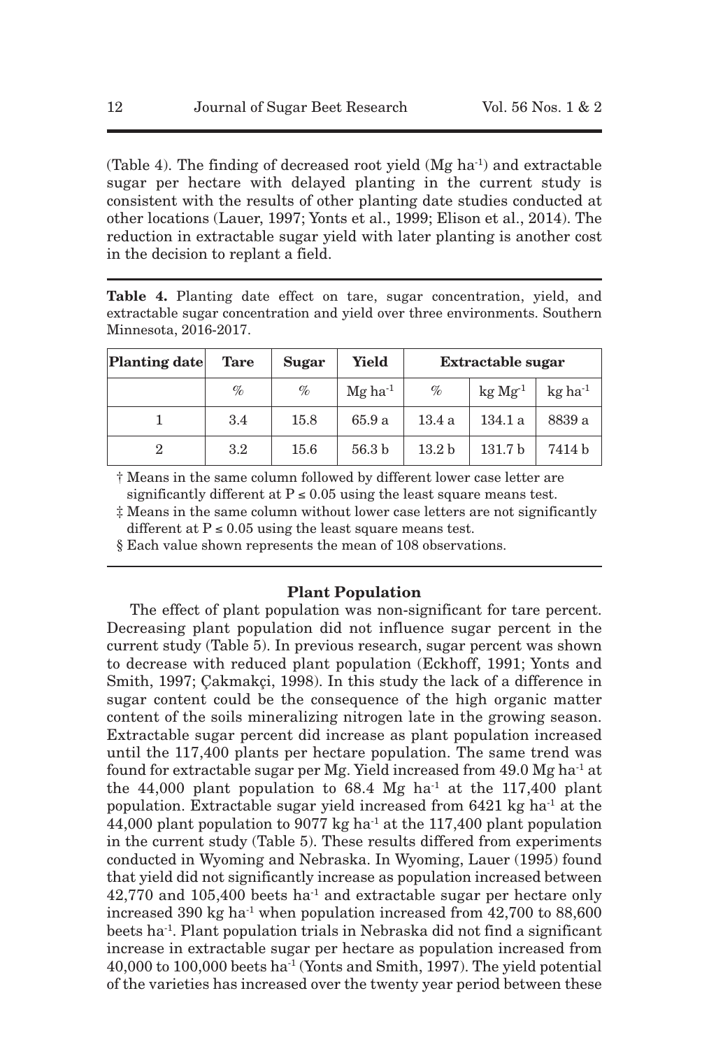(Table 4). The finding of decreased root yield (Mg $ha^{-1}$) and extractable sugar per hectare with delayed planting in the current study is consistent with the results of other planting date studies conducted at other locations (Lauer, 1997; Yonts et al., 1999; Elison et al., 2014). The reduction in extractable sugar yield with later planting is another cost in the decision to replant a field.

**Table 4.** Planting date effect on tare, sugar concentration, yield, and extractable sugar concentration and yield over three environments. Southern Minnesota, 2016-2017.

| Planting date | Tare | Sugar | Yield | Extractable sugar | | |
|---|---|---|---|---|---|---|
| | % | % | Mg $ha^{-1}$ | % | kg $Mg^{-1}$ | kg $ha^{-1}$ |
| 1 | 3.4 | 15.8 | 65.9 a | 13.4 a | 134.1 a | 8839 a |
| 2 | 3.2 | 15.6 | 56.3 b | 13.2 b | 131.7 b | 7414 b |

† Means in the same column followed by different lower case letter are significantly different at P ≤ 0.05 using the least square means test.

‡ Means in the same column without lower case letters are not significantly different at P ≤ 0.05 using the least square means test.

§ Each value shown represents the mean of 108 observations.

### Plant Population

The effect of plant population was non-significant for tare percent. Decreasing plant population did not influence sugar percent in the current study (Table 5). In previous research, sugar percent was shown to decrease with reduced plant population (Eckhoff, 1991; Yonts and Smith, 1997; Çakmakçi, 1998). In this study the lack of a difference in sugar content could be the consequence of the high organic matter content of the soils mineralizing nitrogen late in the growing season. Extractable sugar percent did increase as plant population increased until the 117,400 plants per hectare population. The same trend was found for extractable sugar per Mg. Yield increased from 49.0 Mg $ha^{-1}$ at the 44,000 plant population to 68.4 Mg $ha^{-1}$ at the 117,400 plant population. Extractable sugar yield increased from 6421 kg $ha^{-1}$ at the 44,000 plant population to 9077 kg $ha^{-1}$ at the 117,400 plant population in the current study (Table 5). These results differed from experiments conducted in Wyoming and Nebraska. In Wyoming, Lauer (1995) found that yield did not significantly increase as population increased between 42,770 and 105,400 beets $ha^{-1}$ and extractable sugar per hectare only increased 390 kg $ha^{-1}$ when population increased from 42,700 to 88,600 beets $ha^{-1}$. Plant population trials in Nebraska did not find a significant increase in extractable sugar per hectare as population increased from 40,000 to 100,000 beets $ha^{-1}$ (Yonts and Smith, 1997). The yield potential of the varieties has increased over the twenty year period between these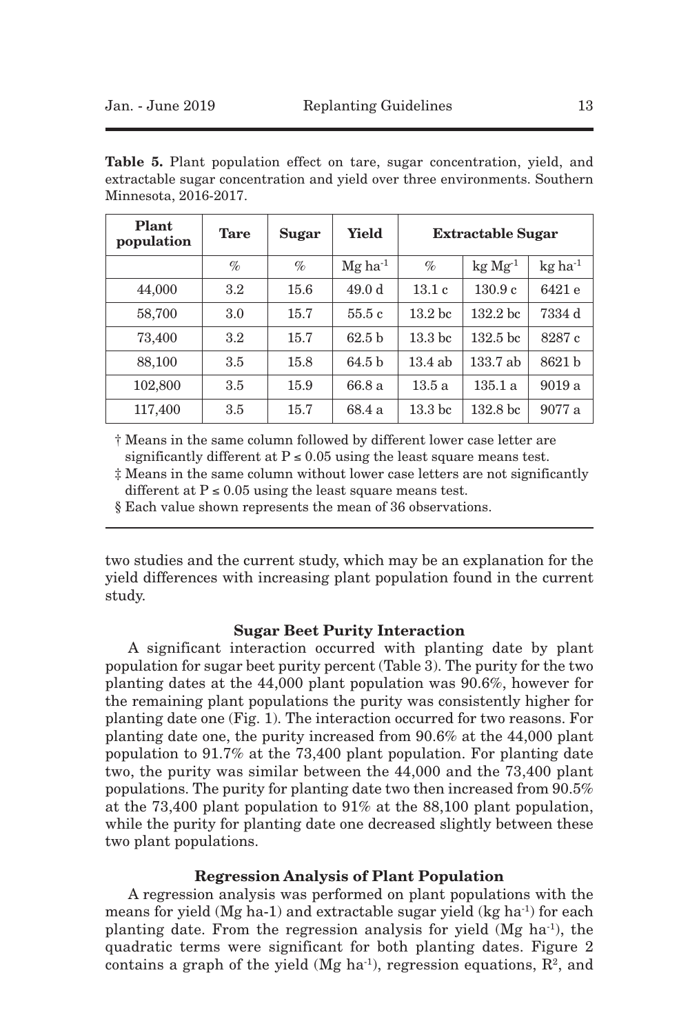**Table 5.** Plant population effect on tare, sugar concentration, yield, and extractable sugar concentration and yield over three environments. Southern Minnesota, 2016-2017.

| Plant population | Tare | Sugar | Yield | Extractable Sugar | | |
|---|---|---|---|---|---|---|
| | % | % | Mg ha$^{-1}$ | % | kg Mg$^{-1}$ | kg ha$^{-1}$ |
| 44,000 | 3.2 | 15.6 | 49.0 d | 13.1 c | 130.9 c | 6421 e |
| 58,700 | 3.0 | 15.7 | 55.5 c | 13.2 bc | 132.2 bc | 7334 d |
| 73,400 | 3.2 | 15.7 | 62.5 b | 13.3 bc | 132.5 bc | 8287 c |
| 88,100 | 3.5 | 15.8 | 64.5 b | 13.4 ab | 133.7 ab | 8621 b |
| 102,800 | 3.5 | 15.9 | 66.8 a | 13.5 a | 135.1 a | 9019 a |
| 117,400 | 3.5 | 15.7 | 68.4 a | 13.3 bc | 132.8 bc | 9077 a |

† Means in the same column followed by different lower case letter are significantly different at P ≤ 0.05 using the least square means test.

‡ Means in the same column without lower case letters are not significantly different at P ≤ 0.05 using the least square means test.

§ Each value shown represents the mean of 36 observations.

two studies and the current study, which may be an explanation for the yield differences with increasing plant population found in the current study.

### Sugar Beet Purity Interaction

A significant interaction occurred with planting date by plant population for sugar beet purity percent (Table 3). The purity for the two planting dates at the 44,000 plant population was 90.6%, however for the remaining plant populations the purity was consistently higher for planting date one (Fig. 1). The interaction occurred for two reasons. For planting date one, the purity increased from 90.6% at the 44,000 plant population to 91.7% at the 73,400 plant population. For planting date two, the purity was similar between the 44,000 and the 73,400 plant populations. The purity for planting date two then increased from 90.5% at the 73,400 plant population to 91% at the 88,100 plant population, while the purity for planting date one decreased slightly between these two plant populations.

### Regression Analysis of Plant Population

A regression analysis was performed on plant populations with the means for yield (Mg ha-1) and extractable sugar yield (kg ha$^{-1}$) for each planting date. From the regression analysis for yield (Mg ha$^{-1}$), the quadratic terms were significant for both planting dates. Figure 2 contains a graph of the yield (Mg ha$^{-1}$), regression equations, $R^2$, and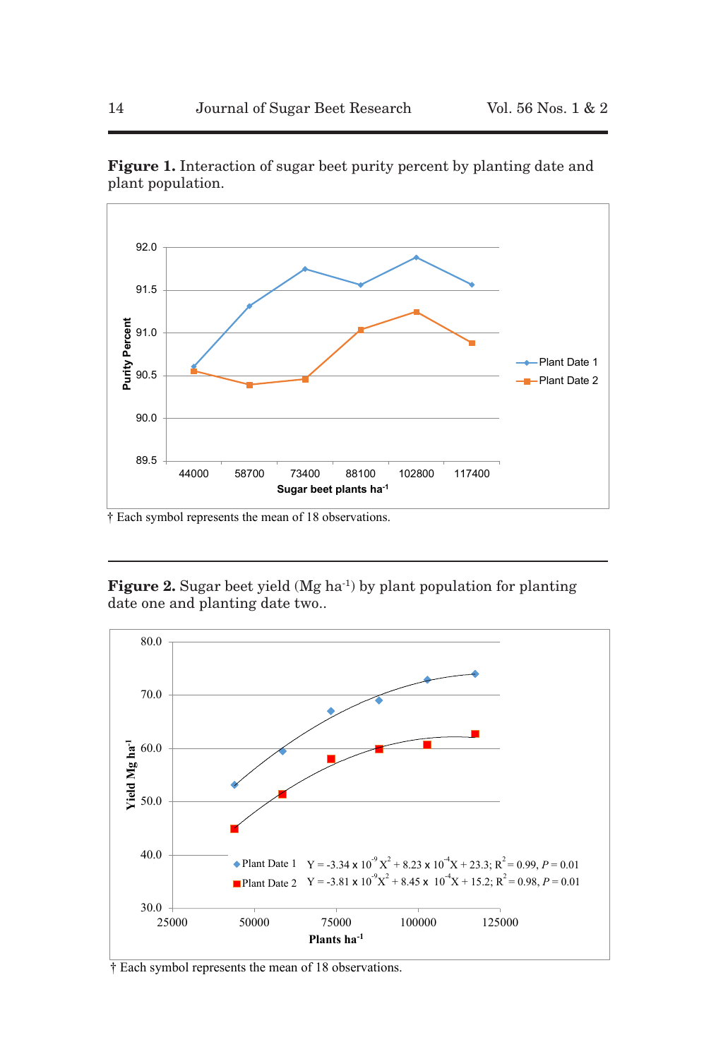**Figure 1.** Interaction of sugar beet purity percent by planting date and plant population.

† Each symbol represents the mean of 18 observations.

**Figure 2.** Sugar beet yield (Mg ha$^{-1}$) by plant population for planting date one and planting date two..

Plant Date 1 $Y = -3.34 \times 10^{-9}X^2 + 8.23 \times 10^{-4}X + 23.3$; $R^2 = 0.99$, $P = 0.01$

Plant Date 2 $Y = -3.81 \times 10^{-9}X^2 + 8.45 \times 10^{-4}X + 15.2$; $R^2 = 0.98$, $P = 0.01$

† Each symbol represents the mean of 18 observations.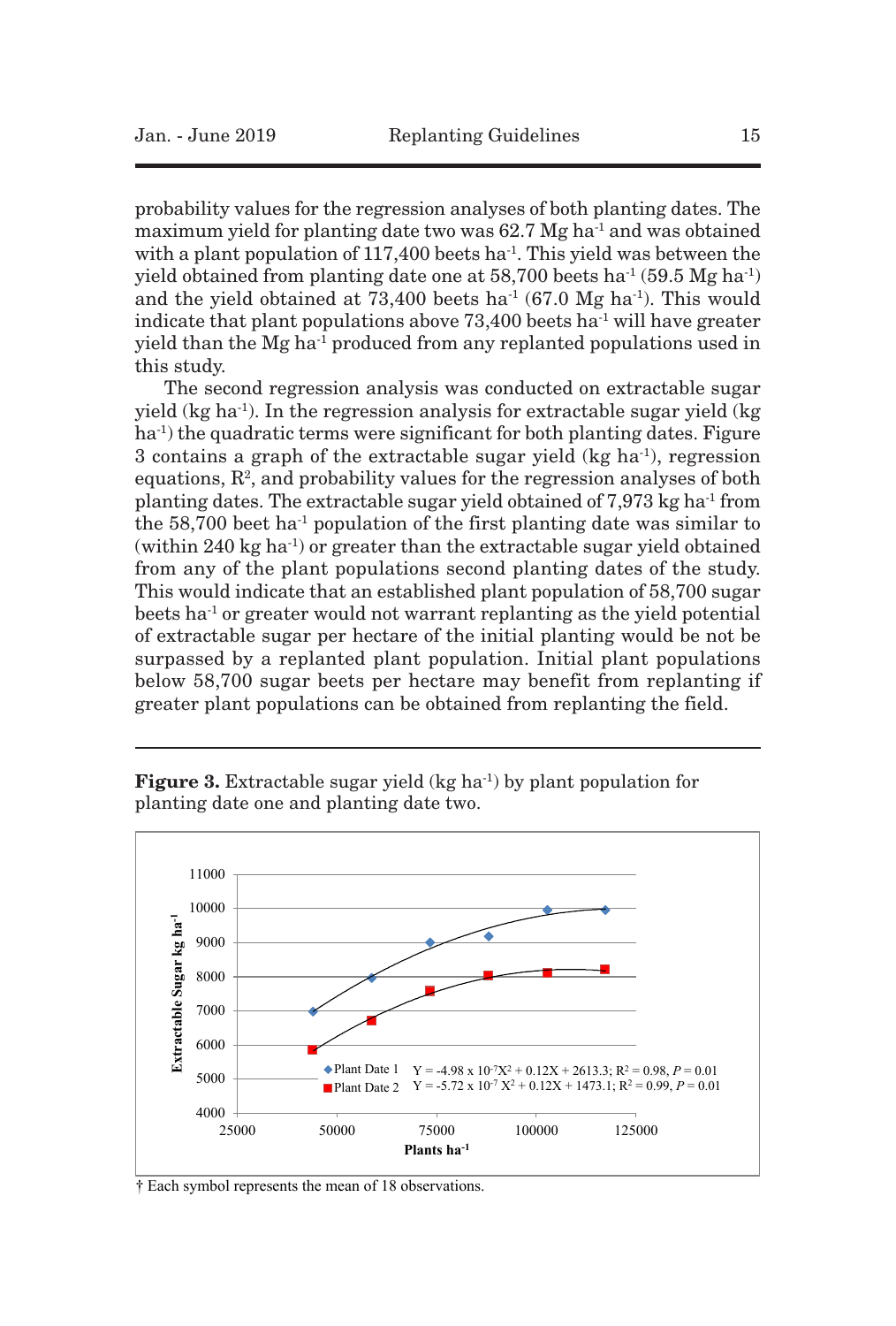probability values for the regression analyses of both planting dates. The maximum yield for planting date two was 62.7 Mg ha$^{-1}$ and was obtained with a plant population of 117,400 beets ha$^{-1}$. This yield was between the yield obtained from planting date one at 58,700 beets ha$^{-1}$ (59.5 Mg ha$^{-1}$) and the yield obtained at 73,400 beets ha$^{-1}$ (67.0 Mg ha$^{-1}$). This would indicate that plant populations above 73,400 beets ha$^{-1}$ will have greater yield than the Mg ha$^{-1}$ produced from any replanted populations used in this study.

The second regression analysis was conducted on extractable sugar yield (kg ha$^{-1}$). In the regression analysis for extractable sugar yield (kg ha$^{-1}$) the quadratic terms were significant for both planting dates. Figure 3 contains a graph of the extractable sugar yield (kg ha$^{-1}$), regression equations, $R^2$, and probability values for the regression analyses of both planting dates. The extractable sugar yield obtained of 7,973 kg ha$^{-1}$ from the 58,700 beet ha$^{-1}$ population of the first planting date was similar to (within 240 kg ha$^{-1}$) or greater than the extractable sugar yield obtained from any of the plant populations second planting dates of the study. This would indicate that an established plant population of 58,700 sugar beets ha$^{-1}$ or greater would not warrant replanting as the yield potential of extractable sugar per hectare of the initial planting would be not be surpassed by a replanted plant population. Initial plant populations below 58,700 sugar beets per hectare may benefit from replanting if greater plant populations can be obtained from replanting the field.

**Figure 3.** Extractable sugar yield (kg ha$^{-1}$) by plant population for planting date one and planting date two.

Plant Date 1: $Y = -4.98 \times 10^{-7}X^2 + 0.12X + 2613.3$; $R^2 = 0.98$, $P = 0.01$

Plant Date 2: $Y = -5.72 \times 10^{-7}X^2 + 0.12X + 1473.1$; $R^2 = 0.99$, $P = 0.01$

† Each symbol represents the mean of 18 observations.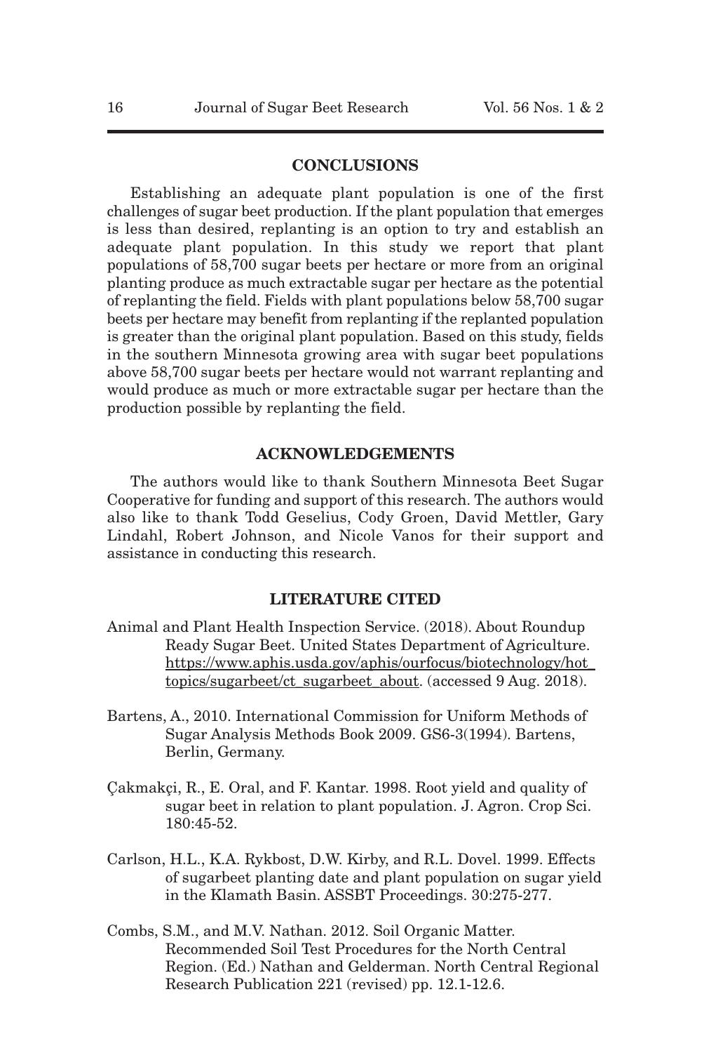## CONCLUSIONS

Establishing an adequate plant population is one of the first challenges of sugar beet production. If the plant population that emerges is less than desired, replanting is an option to try and establish an adequate plant population. In this study we report that plant populations of 58,700 sugar beets per hectare or more from an original planting produce as much extractable sugar per hectare as the potential of replanting the field. Fields with plant populations below 58,700 sugar beets per hectare may benefit from replanting if the replanted population is greater than the original plant population. Based on this study, fields in the southern Minnesota growing area with sugar beet populations above 58,700 sugar beets per hectare would not warrant replanting and would produce as much or more extractable sugar per hectare than the production possible by replanting the field.

## ACKNOWLEDGEMENTS

The authors would like to thank Southern Minnesota Beet Sugar Cooperative for funding and support of this research. The authors would also like to thank Todd Geselius, Cody Groen, David Mettler, Gary Lindahl, Robert Johnson, and Nicole Vanos for their support and assistance in conducting this research.

## LITERATURE CITED

Animal and Plant Health Inspection Service. (2018). About Roundup Ready Sugar Beet. United States Department of Agriculture. https://www.aphis.usda.gov/aphis/ourfocus/biotechnology/hot_topics/sugarbeet/ct_sugarbeet_about. (accessed 9 Aug. 2018).

Bartens, A., 2010. International Commission for Uniform Methods of Sugar Analysis Methods Book 2009. GS6-3(1994). Bartens, Berlin, Germany.

Çakmakçi, R., E. Oral, and F. Kantar. 1998. Root yield and quality of sugar beet in relation to plant population. J. Agron. Crop Sci. 180:45-52.

Carlson, H.L., K.A. Rykbost, D.W. Kirby, and R.L. Dovel. 1999. Effects of sugarbeet planting date and plant population on sugar yield in the Klamath Basin. ASSBT Proceedings. 30:275-277.

Combs, S.M., and M.V. Nathan. 2012. Soil Organic Matter. Recommended Soil Test Procedures for the North Central Region. (Ed.) Nathan and Gelderman. North Central Regional Research Publication 221 (revised) pp. 12.1-12.6.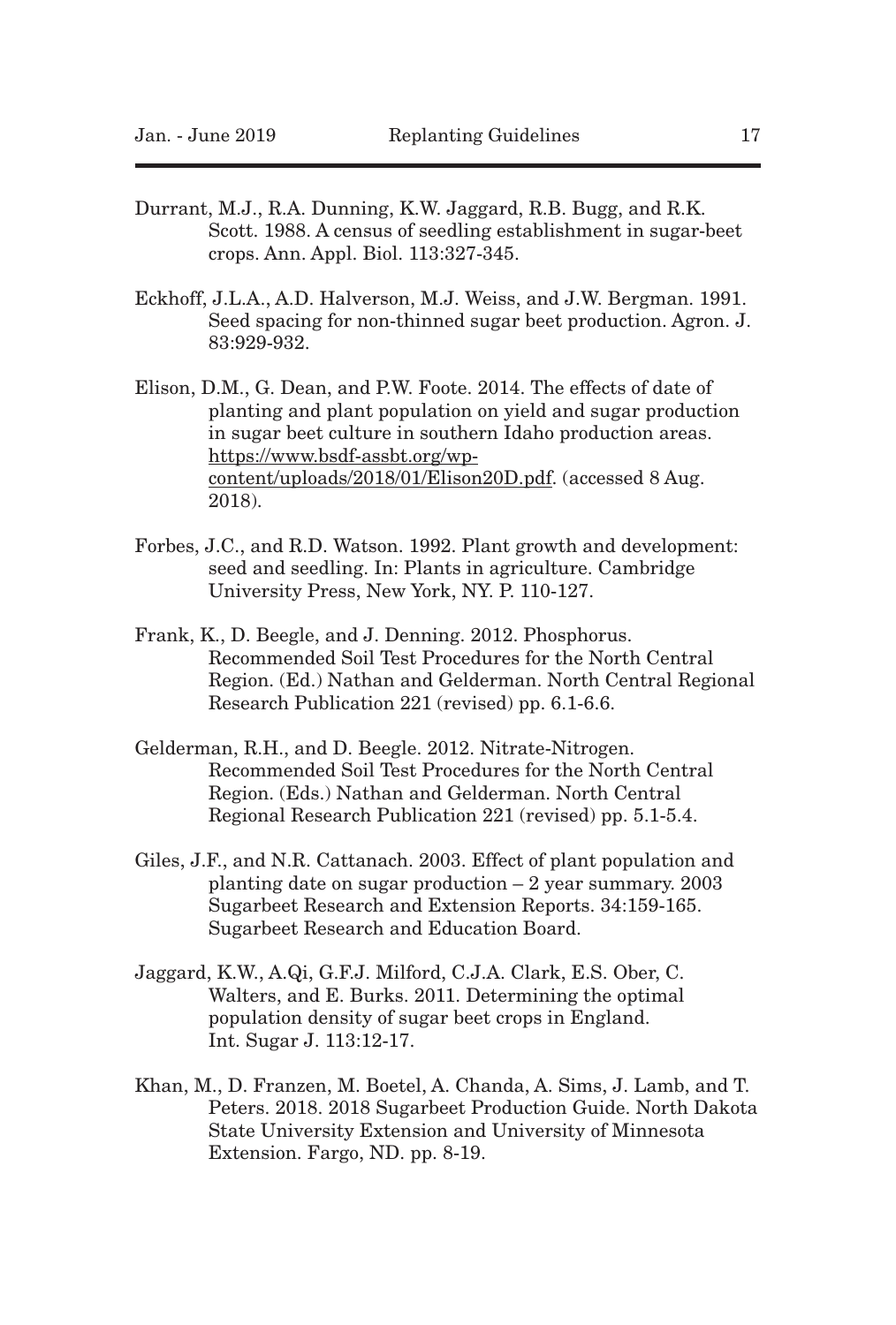Durrant, M.J., R.A. Dunning, K.W. Jaggard, R.B. Bugg, and R.K. Scott. 1988. A census of seedling establishment in sugar-beet crops. Ann. Appl. Biol. 113:327-345.

Eckhoff, J.L.A., A.D. Halverson, M.J. Weiss, and J.W. Bergman. 1991. Seed spacing for non-thinned sugar beet production. Agron. J. 83:929-932.

Elison, D.M., G. Dean, and P.W. Foote. 2014. The effects of date of planting and plant population on yield and sugar production in sugar beet culture in southern Idaho production areas. https://www.bsdf-assbt.org/wp-content/uploads/2018/01/Elison20D.pdf. (accessed 8 Aug. 2018).

Forbes, J.C., and R.D. Watson. 1992. Plant growth and development: seed and seedling. In: Plants in agriculture. Cambridge University Press, New York, NY. P. 110-127.

Frank, K., D. Beegle, and J. Denning. 2012. Phosphorus. Recommended Soil Test Procedures for the North Central Region. (Ed.) Nathan and Gelderman. North Central Regional Research Publication 221 (revised) pp. 6.1-6.6.

Gelderman, R.H., and D. Beegle. 2012. Nitrate-Nitrogen. Recommended Soil Test Procedures for the North Central Region. (Eds.) Nathan and Gelderman. North Central Regional Research Publication 221 (revised) pp. 5.1-5.4.

Giles, J.F., and N.R. Cattanach. 2003. Effect of plant population and planting date on sugar production – 2 year summary. 2003 Sugarbeet Research and Extension Reports. 34:159-165. Sugarbeet Research and Education Board.

Jaggard, K.W., A.Qi, G.F.J. Milford, C.J.A. Clark, E.S. Ober, C. Walters, and E. Burks. 2011. Determining the optimal population density of sugar beet crops in England. Int. Sugar J. 113:12-17.

Khan, M., D. Franzen, M. Boetel, A. Chanda, A. Sims, J. Lamb, and T. Peters. 2018. 2018 Sugarbeet Production Guide. North Dakota State University Extension and University of Minnesota Extension. Fargo, ND. pp. 8-19.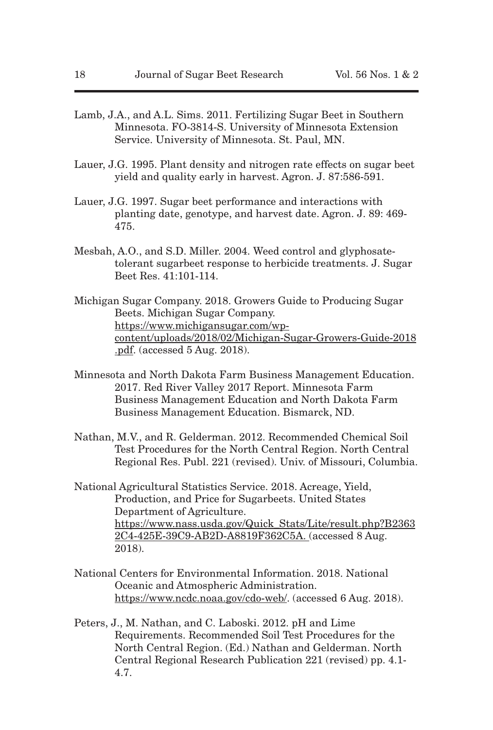Lamb, J.A., and A.L. Sims. 2011. Fertilizing Sugar Beet in Southern Minnesota. FO-3814-S. University of Minnesota Extension Service. University of Minnesota. St. Paul, MN.

Lauer, J.G. 1995. Plant density and nitrogen rate effects on sugar beet yield and quality early in harvest. Agron. J. 87:586-591.

Lauer, J.G. 1997. Sugar beet performance and interactions with planting date, genotype, and harvest date. Agron. J. 89: 469-475.

Mesbah, A.O., and S.D. Miller. 2004. Weed control and glyphosate-tolerant sugarbeet response to herbicide treatments. J. Sugar Beet Res. 41:101-114.

Michigan Sugar Company. 2018. Growers Guide to Producing Sugar Beets. Michigan Sugar Company. https://www.michigansugar.com/wp-content/uploads/2018/02/Michigan-Sugar-Growers-Guide-2018.pdf. (accessed 5 Aug. 2018).

Minnesota and North Dakota Farm Business Management Education. 2017. Red River Valley 2017 Report. Minnesota Farm Business Management Education and North Dakota Farm Business Management Education. Bismarck, ND.

Nathan, M.V., and R. Gelderman. 2012. Recommended Chemical Soil Test Procedures for the North Central Region. North Central Regional Res. Publ. 221 (revised). Univ. of Missouri, Columbia.

National Agricultural Statistics Service. 2018. Acreage, Yield, Production, and Price for Sugarbeets. United States Department of Agriculture. https://www.nass.usda.gov/Quick_Stats/Lite/result.php?B23632C4-425E-39C9-AB2D-A8819F362C5A. (accessed 8 Aug. 2018).

National Centers for Environmental Information. 2018. National Oceanic and Atmospheric Administration. https://www.ncdc.noaa.gov/cdo-web/. (accessed 6 Aug. 2018).

Peters, J., M. Nathan, and C. Laboski. 2012. pH and Lime Requirements. Recommended Soil Test Procedures for the North Central Region. (Ed.) Nathan and Gelderman. North Central Regional Research Publication 221 (revised) pp. 4.1-4.7.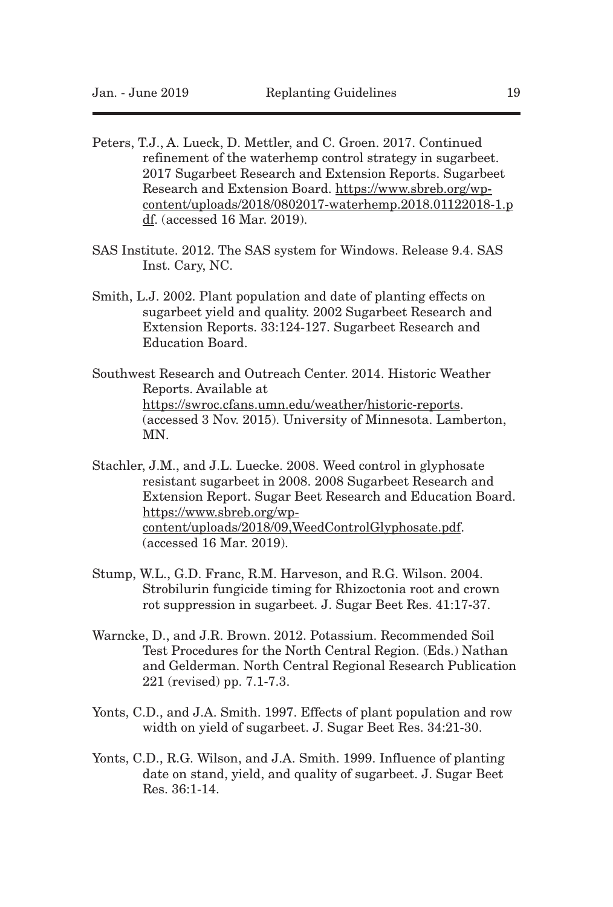Peters, T.J., A. Lueck, D. Mettler, and C. Groen. 2017. Continued refinement of the waterhemp control strategy in sugarbeet. 2017 Sugarbeet Research and Extension Reports. Sugarbeet Research and Extension Board. https://www.sbreb.org/wp-content/uploads/2018/0802017-waterhemp.2018.01122018-1.pdf. (accessed 16 Mar. 2019).

SAS Institute. 2012. The SAS system for Windows. Release 9.4. SAS Inst. Cary, NC.

Smith, L.J. 2002. Plant population and date of planting effects on sugarbeet yield and quality. 2002 Sugarbeet Research and Extension Reports. 33:124-127. Sugarbeet Research and Education Board.

Southwest Research and Outreach Center. 2014. Historic Weather Reports. Available at https://swroc.cfans.umn.edu/weather/historic-reports. (accessed 3 Nov. 2015). University of Minnesota. Lamberton, MN.

Stachler, J.M., and J.L. Luecke. 2008. Weed control in glyphosate resistant sugarbeet in 2008. 2008 Sugarbeet Research and Extension Report. Sugar Beet Research and Education Board. https://www.sbreb.org/wp-content/uploads/2018/09,WeedControlGlyphosate.pdf. (accessed 16 Mar. 2019).

Stump, W.L., G.D. Franc, R.M. Harveson, and R.G. Wilson. 2004. Strobilurin fungicide timing for Rhizoctonia root and crown rot suppression in sugarbeet. J. Sugar Beet Res. 41:17-37.

Warncke, D., and J.R. Brown. 2012. Potassium. Recommended Soil Test Procedures for the North Central Region. (Eds.) Nathan and Gelderman. North Central Regional Research Publication 221 (revised) pp. 7.1-7.3.

Yonts, C.D., and J.A. Smith. 1997. Effects of plant population and row width on yield of sugarbeet. J. Sugar Beet Res. 34:21-30.

Yonts, C.D., R.G. Wilson, and J.A. Smith. 1999. Influence of planting date on stand, yield, and quality of sugarbeet. J. Sugar Beet Res. 36:1-14.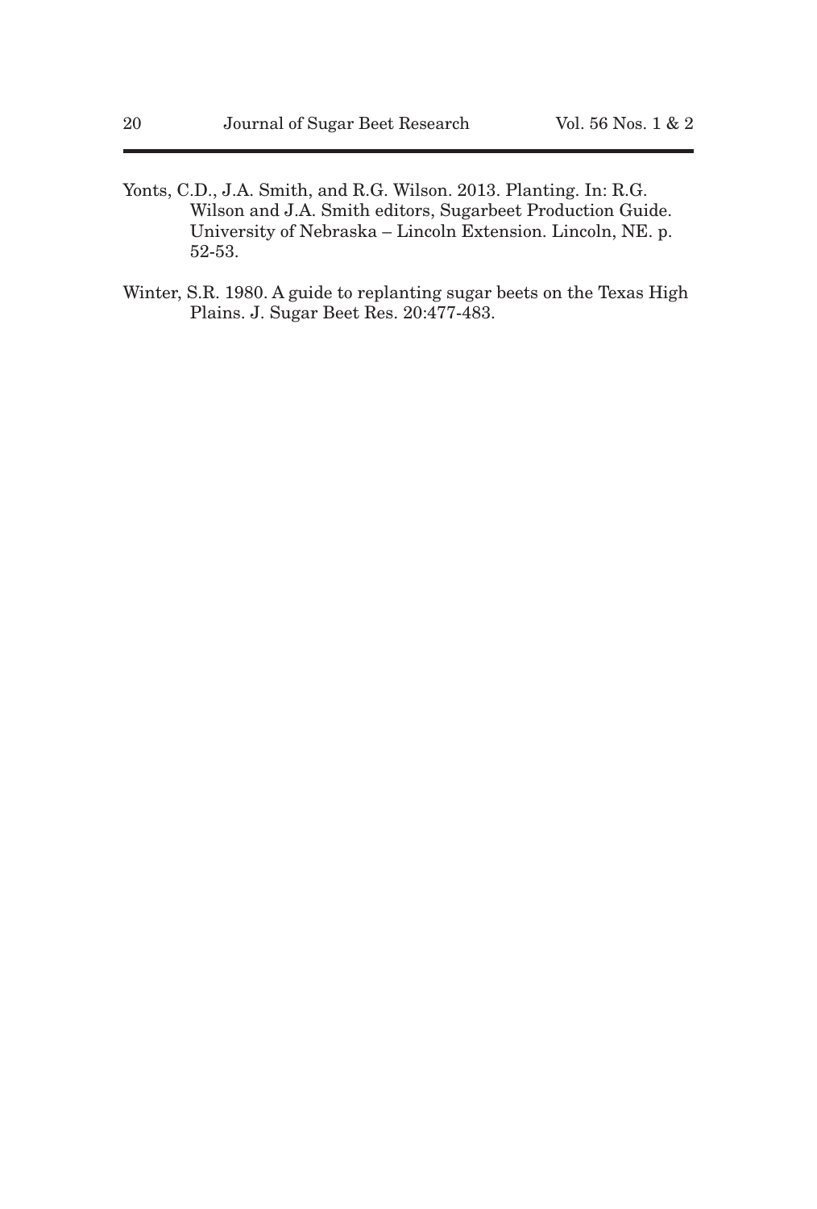Yonts, C.D., J.A. Smith, and R.G. Wilson. 2013. Planting. In: R.G. Wilson and J.A. Smith editors, Sugarbeet Production Guide. University of Nebraska – Lincoln Extension. Lincoln, NE. p. 52-53.

Winter, S.R. 1980. A guide to replanting sugar beets on the Texas High Plains. J. Sugar Beet Res. 20:477-483.